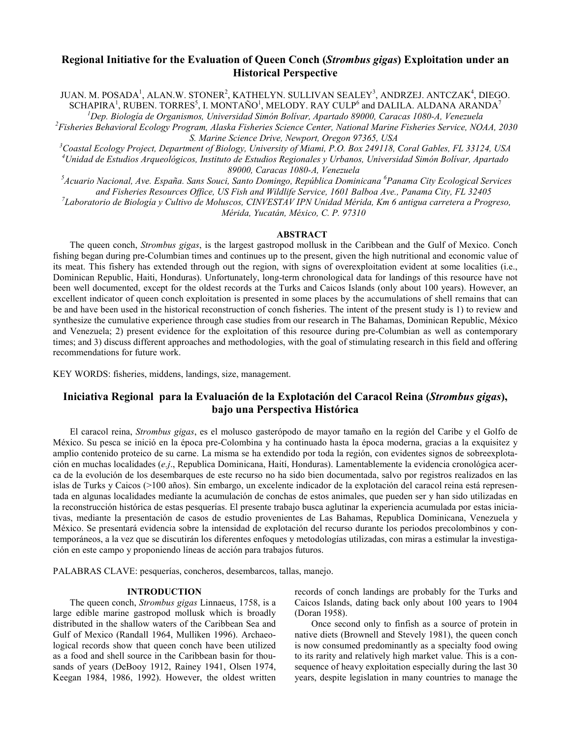# Regional Initiative for the Evaluation of Queen Conch (*Strombus gigas*) Exploitation under an Historical Perspective

JUAN. M. POSADA[1], ALAN.W. STONER[2], KATHELYN. SULLIVAN SEALEY[3], ANDRZEJ. ANTCZAK[4], DIEGO. SCHAPIRA[1], RUBEN. TORRES[5], I. MONTAÑO[1], MELODY. RAY CULP[6] and DALILA. ALDANA ARANDA[7]

*[1]Dep. Biología de Organismos, Universidad Simón Bolívar, Apartado 89000, Caracas 1080-A, Venezuela*
*[2]Fisheries Behavioral Ecology Program, Alaska Fisheries Science Center, National Marine Fisheries Service, NOAA, 2030 S. Marine Science Drive, Newport, Oregon 97365, USA*
*[3]Coastal Ecology Project, Department of Biology, University of Miami, P.O. Box 249118, Coral Gables, FL 33124, USA*
*[4]Unidad de Estudios Arqueológicos, Instituto de Estudios Regionales y Urbanos, Universidad Simón Bolívar, Apartado 89000, Caracas 1080-A, Venezuela*
*[5]Acuario Nacional, Ave. España. Sans Souci, Santo Domingo, República Dominicana [6]Panama City Ecological Services and Fisheries Resources Office, US Fish and Wildlife Service, 1601 Balboa Ave., Panama City, FL 32405*
*[7]Laboratorio de Biología y Cultivo de Moluscos, CINVESTAV IPN Unidad Mérida, Km 6 antigua carretera a Progreso, Mérida, Yucatán, México, C. P. 97310*

## ABSTRACT

The queen conch, *Strombus gigas*, is the largest gastropod mollusk in the Caribbean and the Gulf of Mexico. Conch fishing began during pre-Columbian times and continues up to the present, given the high nutritional and economic value of its meat. This fishery has extended through out the region, with signs of overexploitation evident at some localities (i.e., Dominican Republic, Haiti, Honduras). Unfortunately, long-term chronological data for landings of this resource have not been well documented, except for the oldest records at the Turks and Caicos Islands (only about 100 years). However, an excellent indicator of queen conch exploitation is presented in some places by the accumulations of shell remains that can be and have been used in the historical reconstruction of conch fisheries. The intent of the present study is 1) to review and synthesize the cumulative experience through case studies from our research in The Bahamas, Dominican Republic, México and Venezuela; 2) present evidence for the exploitation of this resource during pre-Columbian as well as contemporary times; and 3) discuss different approaches and methodologies, with the goal of stimulating research in this field and offering recommendations for future work.

KEY WORDS: fisheries, middens, landings, size, management.

# Iniciativa Regional para la Evaluación de la Explotación del Caracol Reina (*Strombus gigas*), bajo una Perspectiva Histórica

El caracol reina, *Strombus gigas*, es el molusco gasterópodo de mayor tamaño en la región del Caribe y el Golfo de México. Su pesca se inició en la época pre-Colombina y ha continuado hasta la época moderna, gracias a la exquisitez y amplio contenido proteico de su carne. La misma se ha extendido por toda la región, con evidentes signos de sobreexplotación en muchas localidades (*e.j*., Republica Dominicana, Haití, Honduras). Lamentablemente la evidencia cronológica acerca de la evolución de los desembarques de este recurso no ha sido bien documentada, salvo por registros realizados en las islas de Turks y Caicos (>100 años). Sin embargo, un excelente indicador de la explotación del caracol reina está representada en algunas localidades mediante la acumulación de conchas de estos animales, que pueden ser y han sido utilizadas en la reconstrucción histórica de estas pesquerías. El presente trabajo busca aglutinar la experiencia acumulada por estas iniciativas, mediante la presentación de casos de estudio provenientes de Las Bahamas, Republica Dominicana, Venezuela y México. Se presentará evidencia sobre la intensidad de explotación del recurso durante los periodos precolombinos y contemporáneos, a la vez que se discutirán los diferentes enfoques y metodologías utilizadas, con miras a estimular la investigación en este campo y proponiendo líneas de acción para trabajos futuros.

PALABRAS CLAVE: pesquerías, concheros, desembarcos, tallas, manejo.

## INTRODUCTION

The queen conch, *Strombus gigas* Linnaeus, 1758, is a large edible marine gastropod mollusk which is broadly distributed in the shallow waters of the Caribbean Sea and Gulf of Mexico (Randall 1964, Mulliken 1996). Archaeological records show that queen conch have been utilized as a food and shell source in the Caribbean basin for thousands of years (DeBooy 1912, Rainey 1941, Olsen 1974, Keegan 1984, 1986, 1992). However, the oldest written records of conch landings are probably for the Turks and Caicos Islands, dating back only about 100 years to 1904 (Doran 1958).

Once second only to finfish as a source of protein in native diets (Brownell and Stevely 1981), the queen conch is now consumed predominantly as a specialty food owing to its rarity and relatively high market value. This is a consequence of heavy exploitation especially during the last 30 years, despite legislation in many countries to manage the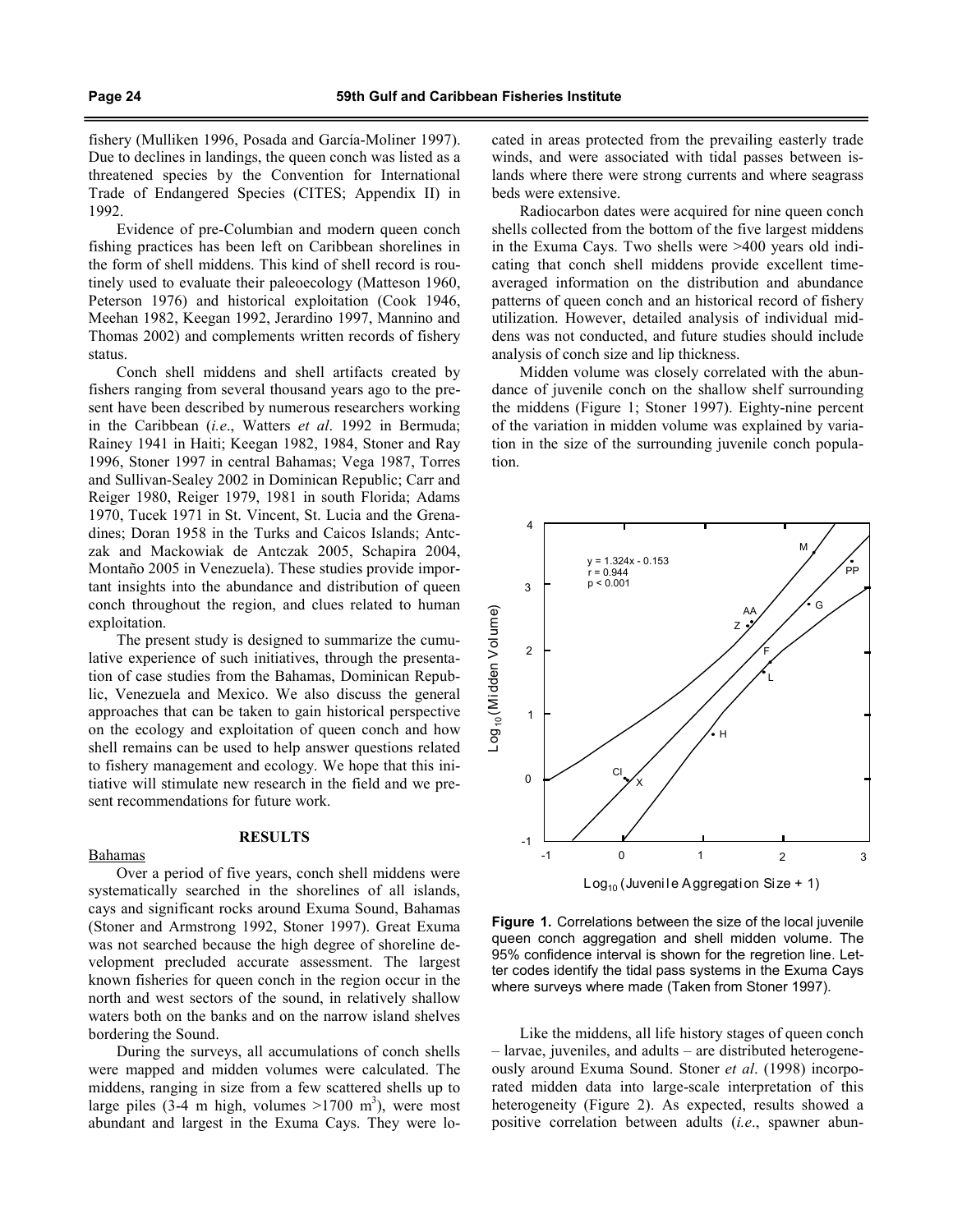fishery (Mulliken 1996, Posada and García-Moliner 1997). Due to declines in landings, the queen conch was listed as a threatened species by the Convention for International Trade of Endangered Species (CITES; Appendix II) in 1992.

Evidence of pre-Columbian and modern queen conch fishing practices has been left on Caribbean shorelines in the form of shell middens. This kind of shell record is routinely used to evaluate their paleoecology (Matteson 1960, Peterson 1976) and historical exploitation (Cook 1946, Meehan 1982, Keegan 1992, Jerardino 1997, Mannino and Thomas 2002) and complements written records of fishery status.

Conch shell middens and shell artifacts created by fishers ranging from several thousand years ago to the present have been described by numerous researchers working in the Caribbean (*i.e*., Watters *et al*. 1992 in Bermuda; Rainey 1941 in Haiti; Keegan 1982, 1984, Stoner and Ray 1996, Stoner 1997 in central Bahamas; Vega 1987, Torres and Sullivan-Sealey 2002 in Dominican Republic; Carr and Reiger 1980, Reiger 1979, 1981 in south Florida; Adams 1970, Tucek 1971 in St. Vincent, St. Lucia and the Grenadines; Doran 1958 in the Turks and Caicos Islands; Antczak and Mackowiak de Antczak 2005, Schapira 2004, Montaño 2005 in Venezuela). These studies provide important insights into the abundance and distribution of queen conch throughout the region, and clues related to human exploitation.

The present study is designed to summarize the cumulative experience of such initiatives, through the presentation of case studies from the Bahamas, Dominican Republic, Venezuela and Mexico. We also discuss the general approaches that can be taken to gain historical perspective on the ecology and exploitation of queen conch and how shell remains can be used to help answer questions related to fishery management and ecology. We hope that this initiative will stimulate new research in the field and we present recommendations for future work.

## RESULTS

### Bahamas

Over a period of five years, conch shell middens were systematically searched in the shorelines of all islands, cays and significant rocks around Exuma Sound, Bahamas (Stoner and Armstrong 1992, Stoner 1997). Great Exuma was not searched because the high degree of shoreline development precluded accurate assessment. The largest known fisheries for queen conch in the region occur in the north and west sectors of the sound, in relatively shallow waters both on the banks and on the narrow island shelves bordering the Sound.

During the surveys, all accumulations of conch shells were mapped and midden volumes were calculated. The middens, ranging in size from a few scattered shells up to large piles (3-4 m high, volumes >1700 $m^3$), were most abundant and largest in the Exuma Cays. They were located in areas protected from the prevailing easterly trade winds, and were associated with tidal passes between islands where there were strong currents and where seagrass beds were extensive.

Radiocarbon dates were acquired for nine queen conch shells collected from the bottom of the five largest middens in the Exuma Cays. Two shells were >400 years old indicating that conch shell middens provide excellent time-averaged information on the distribution and abundance patterns of queen conch and an historical record of fishery utilization. However, detailed analysis of individual middens was not conducted, and future studies should include analysis of conch size and lip thickness.

Midden volume was closely correlated with the abundance of juvenile conch on the shallow shelf surrounding the middens (Figure 1; Stoner 1997). Eighty-nine percent of the variation in midden volume was explained by variation in the size of the surrounding juvenile conch population.

**Figure 1.** Correlations between the size of the local juvenile queen conch aggregation and shell midden volume. The 95% confidence interval is shown for the regretion line. Letter codes identify the tidal pass systems in the Exuma Cays where surveys where made (Taken from Stoner 1997).

Like the middens, all life history stages of queen conch – larvae, juveniles, and adults – are distributed heterogeneously around Exuma Sound. Stoner *et al*. (1998) incorporated midden data into large-scale interpretation of this heterogeneity (Figure 2). As expected, results showed a positive correlation between adults (*i.e*., spawner abun-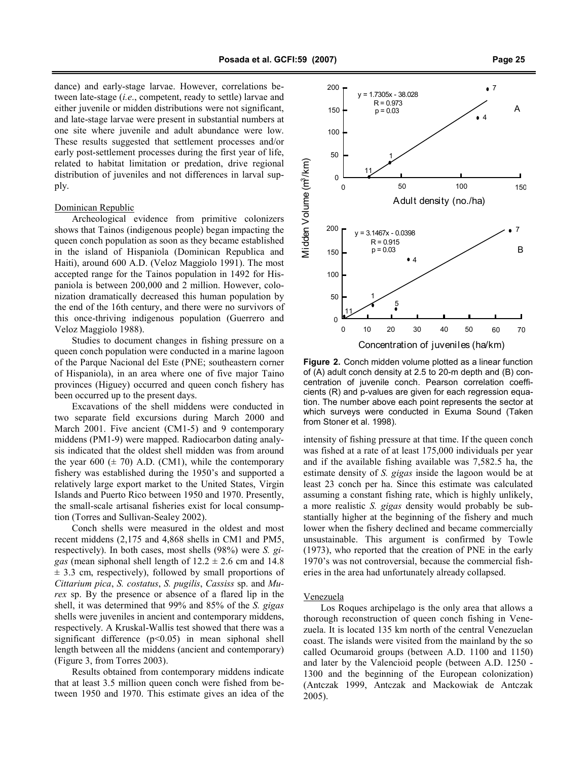dance) and early-stage larvae. However, correlations between late-stage (*i.e.*, competent, ready to settle) larvae and either juvenile or midden distributions were not significant, and late-stage larvae were present in substantial numbers at one site where juvenile and adult abundance were low. These results suggested that settlement processes and/or early post-settlement processes during the first year of life, related to habitat limitation or predation, drive regional distribution of juveniles and not differences in larval supply.

Dominican Republic

Archeological evidence from primitive colonizers shows that Tainos (indigenous people) began impacting the queen conch population as soon as they became established in the island of Hispaniola (Dominican Republica and Haiti), around 600 A.D. (Veloz Maggiolo 1991). The most accepted range for the Tainos population in 1492 for Hispaniola is between 200,000 and 2 million. However, colonization dramatically decreased this human population by the end of the 16th century, and there were no survivors of this once-thriving indigenous population (Guerrero and Veloz Maggiolo 1988).

Studies to document changes in fishing pressure on a queen conch population were conducted in a marine lagoon of the Parque Nacional del Este (PNE; southeastern corner of Hispaniola), in an area where one of five major Taino provinces (Higuey) occurred and queen conch fishery has been occurred up to the present days.

Excavations of the shell middens were conducted in two separate field excursions during March 2000 and March 2001. Five ancient (CM1-5) and 9 contemporary middens (PM1-9) were mapped. Radiocarbon dating analysis indicated that the oldest shell midden was from around the year 600 ($\pm$ 70) A.D. (CM1), while the contemporary fishery was established during the 1950's and supported a relatively large export market to the United States, Virgin Islands and Puerto Rico between 1950 and 1970. Presently, the small-scale artisanal fisheries exist for local consumption (Torres and Sullivan-Sealey 2002).

Conch shells were measured in the oldest and most recent middens (2,175 and 4,868 shells in CM1 and PM5, respectively). In both cases, most shells (98%) were *S. gigas* (mean siphonal shell length of 12.2 $\pm$ 2.6 cm and 14.8 $\pm$ 3.3 cm, respectively), followed by small proportions of *Cittarium pica*, *S. costatus*, *S. pugilis*, *Cassiss* sp. and *Murex* sp. By the presence or absence of a flared lip in the shell, it was determined that 99% and 85% of the *S. gigas* shells were juveniles in ancient and contemporary middens, respectively. A Kruskal-Wallis test showed that there was a significant difference ($p<0.05$) in mean siphonal shell length between all the middens (ancient and contemporary) (Figure 3, from Torres 2003).

Results obtained from contemporary middens indicate that at least 3.5 million queen conch were fished from between 1950 and 1970. This estimate gives an idea of the intensity of fishing pressure at that time. If the queen conch was fished at a rate of at least 175,000 individuals per year and if the available fishing available was 7,582.5 ha, the estimate density of *S. gigas* inside the lagoon would be at least 23 conch per ha. Since this estimate was calculated assuming a constant fishing rate, which is highly unlikely, a more realistic *S. gigas* density would probably be substantially higher at the beginning of the fishery and much lower when the fishery declined and became commercially unsustainable. This argument is confirmed by Towle (1973), who reported that the creation of PNE in the early 1970's was not controversial, because the commercial fisheries in the area had unfortunately already collapsed.

**Figure 2.** Conch midden volume plotted as a linear function of (A) adult conch density at 2.5 to 20-m depth and (B) concentration of juvenile conch. Pearson correlation coefficients (R) and p-values are given for each regression equation. The number above each point represents the sector at which surveys were conducted in Exuma Sound (Taken from Stoner et al. 1998).

Venezuela

Los Roques archipelago is the only area that allows a thorough reconstruction of queen conch fishing in Venezuela. It is located 135 km north of the central Venezuelan coast. The islands were visited from the mainland by the so called Ocumaroid groups (between A.D. 1100 and 1150) and later by the Valencioid people (between A.D. 1250 - 1300 and the beginning of the European colonization) (Antczak 1999, Antczak and Mackowiak de Antczak 2005).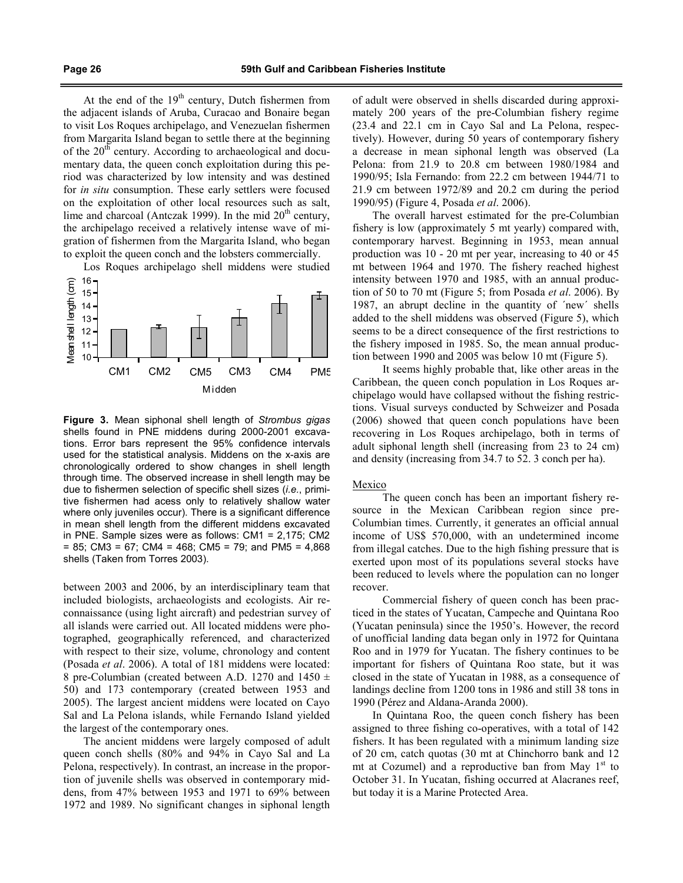At the end of the 19th century, Dutch fishermen from the adjacent islands of Aruba, Curacao and Bonaire began to visit Los Roques archipelago, and Venezuelan fishermen from Margarita Island began to settle there at the beginning of the 20th century. According to archaeological and documentary data, the queen conch exploitation during this period was characterized by low intensity and was destined for *in situ* consumption. These early settlers were focused on the exploitation of other local resources such as salt, lime and charcoal (Antczak 1999). In the mid 20th century, the archipelago received a relatively intense wave of migration of fishermen from the Margarita Island, who began to exploit the queen conch and the lobsters commercially.

Los Roques archipelago shell middens were studied between 2003 and 2006, by an interdisciplinary team that included biologists, archaeologists and ecologists. Air reconnaissance (using light aircraft) and pedestrian survey of all islands were carried out. All located middens were photographed, geographically referenced, and characterized with respect to their size, volume, chronology and content (Posada *et al*. 2006). A total of 181 middens were located: 8 pre-Columbian (created between A.D. 1270 and 1450 ± 50) and 173 contemporary (created between 1953 and 2005). The largest ancient middens were located on Cayo Sal and La Pelona islands, while Fernando Island yielded the largest of the contemporary ones.

**Figure 3.** Mean siphonal shell length of *Strombus gigas* shells found in PNE middens during 2000-2001 excavations. Error bars represent the 95% confidence intervals used for the statistical analysis. Middens on the x-axis are chronologically ordered to show changes in shell length through time. The observed increase in shell length may be due to fishermen selection of specific shell sizes (*i.e.*, primitive fishermen had acess only to relatively shallow water where only juveniles occur). There is a significant difference in mean shell length from the different middens excavated in PNE. Sample sizes were as follows: CM1 = 2,175; CM2 = 85; CM3 = 67; CM4 = 468; CM5 = 79; and PM5 = 4,868 shells (Taken from Torres 2003).

The ancient middens were largely composed of adult queen conch shells (80% and 94% in Cayo Sal and La Pelona, respectively). In contrast, an increase in the proportion of juvenile shells was observed in contemporary middens, from 47% between 1953 and 1971 to 69% between 1972 and 1989. No significant changes in siphonal length of adult were observed in shells discarded during approximately 200 years of the pre-Columbian fishery regime (23.4 and 22.1 cm in Cayo Sal and La Pelona, respectively). However, during 50 years of contemporary fishery a decrease in mean siphonal length was observed (La Pelona: from 21.9 to 20.8 cm between 1980/1984 and 1990/95; Isla Fernando: from 22.2 cm between 1944/71 to 21.9 cm between 1972/89 and 20.2 cm during the period 1990/95) (Figure 4, Posada *et al*. 2006).

The overall harvest estimated for the pre-Columbian fishery is low (approximately 5 mt yearly) compared with, contemporary harvest. Beginning in 1953, mean annual production was 10 - 20 mt per year, increasing to 40 or 45 mt between 1964 and 1970. The fishery reached highest intensity between 1970 and 1985, with an annual production of 50 to 70 mt (Figure 5; from Posada *et al*. 2006). By 1987, an abrupt decline in the quantity of ´new´ shells added to the shell middens was observed (Figure 5), which seems to be a direct consequence of the first restrictions to the fishery imposed in 1985. So, the mean annual production between 1990 and 2005 was below 10 mt (Figure 5).

It seems highly probable that, like other areas in the Caribbean, the queen conch population in Los Roques archipelago would have collapsed without the fishing restrictions. Visual surveys conducted by Schweizer and Posada (2006) showed that queen conch populations have been recovering in Los Roques archipelago, both in terms of adult siphonal length shell (increasing from 23 to 24 cm) and density (increasing from 34.7 to 52. 3 conch per ha).

## Mexico

The queen conch has been an important fishery resource in the Mexican Caribbean region since pre-Columbian times. Currently, it generates an official annual income of US$ 570,000, with an undetermined income from illegal catches. Due to the high fishing pressure that is exerted upon most of its populations several stocks have been reduced to levels where the population can no longer recover.

Commercial fishery of queen conch has been practiced in the states of Yucatan, Campeche and Quintana Roo (Yucatan peninsula) since the 1950's. However, the record of unofficial landing data began only in 1972 for Quintana Roo and in 1979 for Yucatan. The fishery continues to be important for fishers of Quintana Roo state, but it was closed in the state of Yucatan in 1988, as a consequence of landings decline from 1200 tons in 1986 and still 38 tons in 1990 (Pérez and Aldana-Aranda 2000).

In Quintana Roo, the queen conch fishery has been assigned to three fishing co-operatives, with a total of 142 fishers. It has been regulated with a minimum landing size of 20 cm, catch quotas (30 mt at Chinchorro bank and 12 mt at Cozumel) and a reproductive ban from May 1st to October 31. In Yucatan, fishing occurred at Alacranes reef, but today it is a Marine Protected Area.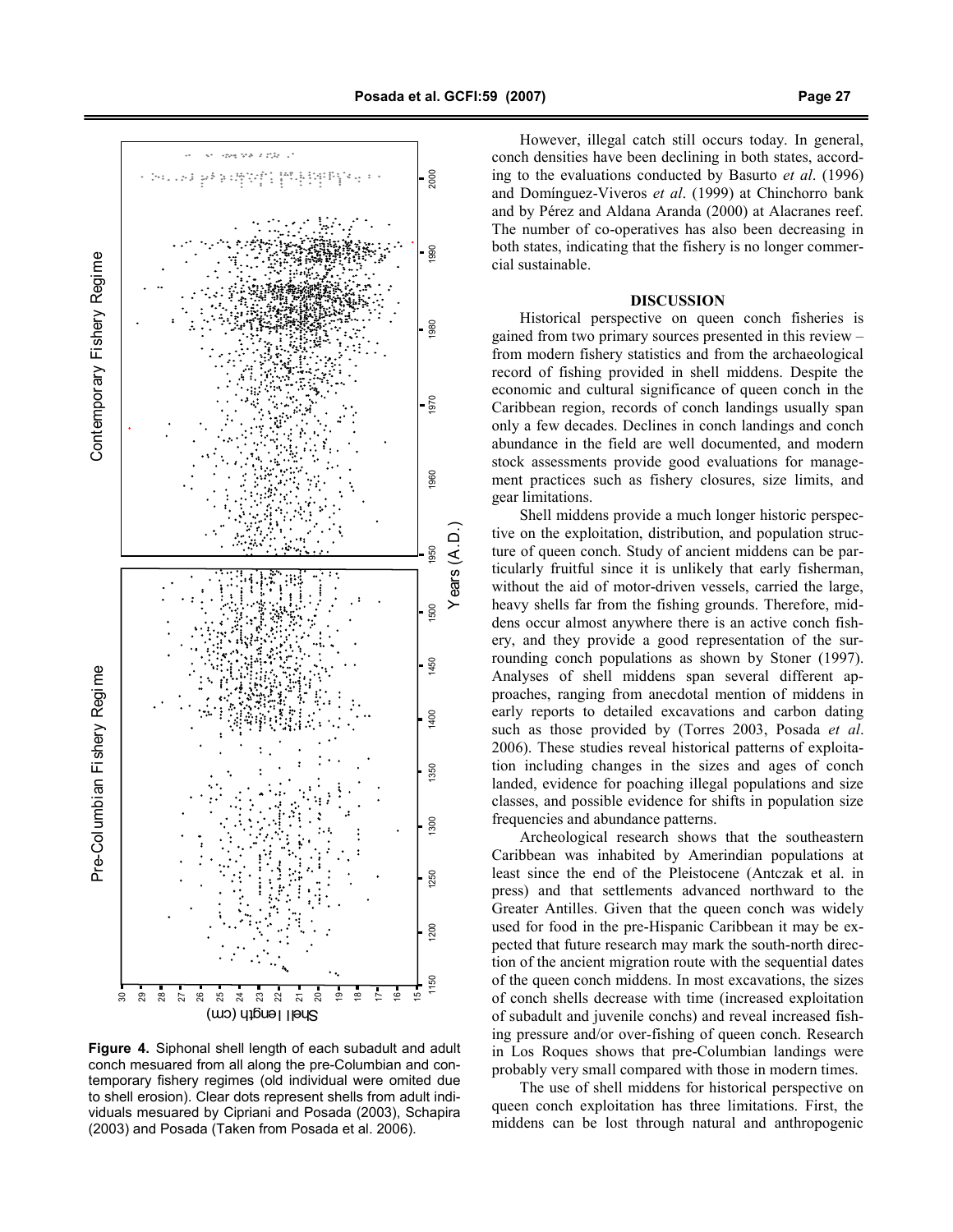**Figure 4.** Siphonal shell length of each subadult and adult conch mesuared from all along the pre-Columbian and contemporary fishery regimes (old individual were omited due to shell erosion). Clear dots represent shells from adult individuals mesuared by Cipriani and Posada (2003), Schapira (2003) and Posada (Taken from Posada et al. 2006).

However, illegal catch still occurs today. In general, conch densities have been declining in both states, according to the evaluations conducted by Basurto *et al*. (1996) and Domínguez-Viveros *et al*. (1999) at Chinchorro bank and by Pérez and Aldana Aranda (2000) at Alacranes reef. The number of co-operatives has also been decreasing in both states, indicating that the fishery is no longer commercial sustainable.

## DISCUSSION

Historical perspective on queen conch fisheries is gained from two primary sources presented in this review – from modern fishery statistics and from the archaeological record of fishing provided in shell middens. Despite the economic and cultural significance of queen conch in the Caribbean region, records of conch landings usually span only a few decades. Declines in conch landings and conch abundance in the field are well documented, and modern stock assessments provide good evaluations for management practices such as fishery closures, size limits, and gear limitations.

Shell middens provide a much longer historic perspective on the exploitation, distribution, and population structure of queen conch. Study of ancient middens can be particularly fruitful since it is unlikely that early fisherman, without the aid of motor-driven vessels, carried the large, heavy shells far from the fishing grounds. Therefore, middens occur almost anywhere there is an active conch fishery, and they provide a good representation of the surrounding conch populations as shown by Stoner (1997). Analyses of shell middens span several different approaches, ranging from anecdotal mention of middens in early reports to detailed excavations and carbon dating such as those provided by (Torres 2003, Posada *et al*. 2006). These studies reveal historical patterns of exploitation including changes in the sizes and ages of conch landed, evidence for poaching illegal populations and size classes, and possible evidence for shifts in population size frequencies and abundance patterns.

Archeological research shows that the southeastern Caribbean was inhabited by Amerindian populations at least since the end of the Pleistocene (Antczak et al. in press) and that settlements advanced northward to the Greater Antilles. Given that the queen conch was widely used for food in the pre-Hispanic Caribbean it may be expected that future research may mark the south-north direction of the ancient migration route with the sequential dates of the queen conch middens. In most excavations, the sizes of conch shells decrease with time (increased exploitation of subadult and juvenile conchs) and reveal increased fishing pressure and/or over-fishing of queen conch. Research in Los Roques shows that pre-Columbian landings were probably very small compared with those in modern times.

The use of shell middens for historical perspective on queen conch exploitation has three limitations. First, the middens can be lost through natural and anthropogenic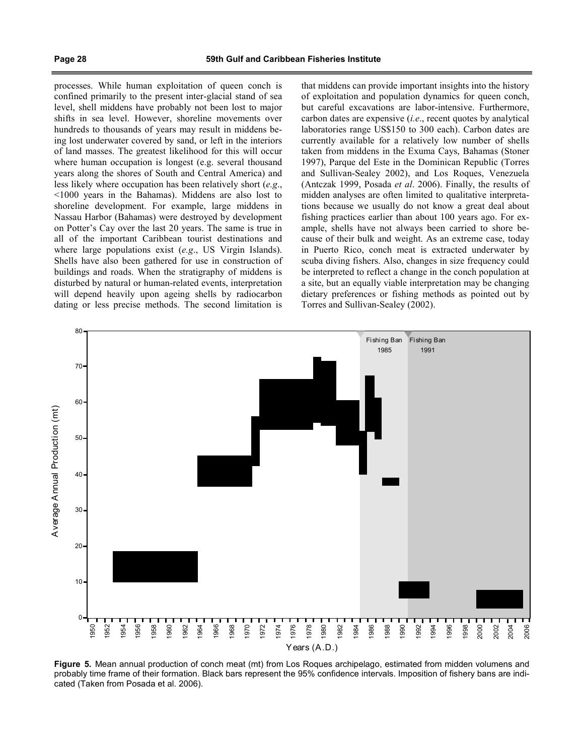processes. While human exploitation of queen conch is confined primarily to the present inter-glacial stand of sea level, shell middens have probably not been lost to major shifts in sea level. However, shoreline movements over hundreds to thousands of years may result in middens being lost underwater covered by sand, or left in the interiors of land masses. The greatest likelihood for this will occur where human occupation is longest (e.g. several thousand years along the shores of South and Central America) and less likely where occupation has been relatively short (*e.g*., <1000 years in the Bahamas). Middens are also lost to shoreline development. For example, large middens in Nassau Harbor (Bahamas) were destroyed by development on Potter's Cay over the last 20 years. The same is true in all of the important Caribbean tourist destinations and where large populations exist (*e.g*., US Virgin Islands). Shells have also been gathered for use in construction of buildings and roads. When the stratigraphy of middens is disturbed by natural or human-related events, interpretation will depend heavily upon ageing shells by radiocarbon dating or less precise methods. The second limitation is that middens can provide important insights into the history of exploitation and population dynamics for queen conch, but careful excavations are labor-intensive. Furthermore, carbon dates are expensive (*i.e*., recent quotes by analytical laboratories range US$150 to 300 each). Carbon dates are currently available for a relatively low number of shells taken from middens in the Exuma Cays, Bahamas (Stoner 1997), Parque del Este in the Dominican Republic (Torres and Sullivan-Sealey 2002), and Los Roques, Venezuela (Antczak 1999, Posada *et al*. 2006). Finally, the results of midden analyses are often limited to qualitative interpretations because we usually do not know a great deal about fishing practices earlier than about 100 years ago. For example, shells have not always been carried to shore because of their bulk and weight. As an extreme case, today in Puerto Rico, conch meat is extracted underwater by scuba diving fishers. Also, changes in size frequency could be interpreted to reflect a change in the conch population at a site, but an equally viable interpretation may be changing dietary preferences or fishing methods as pointed out by Torres and Sullivan-Sealey (2002).

**Figure 5.** Mean annual production of conch meat (mt) from Los Roques archipelago, estimated from midden volumens and probably time frame of their formation. Black bars represent the 95% confidence intervals. Imposition of fishery bans are indicated (Taken from Posada et al. 2006).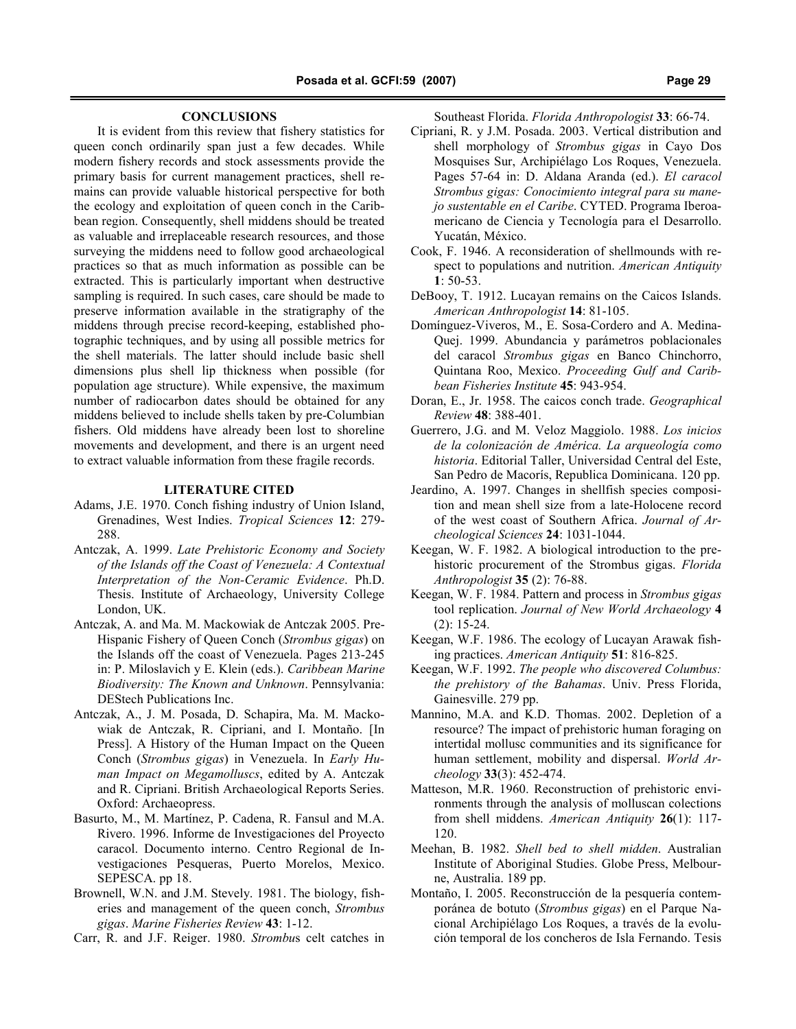## CONCLUSIONS

It is evident from this review that fishery statistics for queen conch ordinarily span just a few decades. While modern fishery records and stock assessments provide the primary basis for current management practices, shell remains can provide valuable historical perspective for both the ecology and exploitation of queen conch in the Caribbean region. Consequently, shell middens should be treated as valuable and irreplaceable research resources, and those surveying the middens need to follow good archaeological practices so that as much information as possible can be extracted. This is particularly important when destructive sampling is required. In such cases, care should be made to preserve information available in the stratigraphy of the middens through precise record-keeping, established photographic techniques, and by using all possible metrics for the shell materials. The latter should include basic shell dimensions plus shell lip thickness when possible (for population age structure). While expensive, the maximum number of radiocarbon dates should be obtained for any middens believed to include shells taken by pre-Columbian fishers. Old middens have already been lost to shoreline movements and development, and there is an urgent need to extract valuable information from these fragile records.

## LITERATURE CITED

Adams, J.E. 1970. Conch fishing industry of Union Island, Grenadines, West Indies. *Tropical Sciences* **12**: 279-288.

Antczak, A. 1999. *Late Prehistoric Economy and Society of the Islands off the Coast of Venezuela: A Contextual Interpretation of the Non-Ceramic Evidence*. Ph.D. Thesis. Institute of Archaeology, University College London, UK.

Antczak, A. and Ma. M. Mackowiak de Antczak 2005. Pre-Hispanic Fishery of Queen Conch (*Strombus gigas*) on the Islands off the coast of Venezuela. Pages 213-245 in: P. Miloslavich y E. Klein (eds.). *Caribbean Marine Biodiversity: The Known and Unknown*. Pennsylvania: DEStech Publications Inc.

Antczak, A., J. M. Posada, D. Schapira, Ma. M. Mackowiak de Antczak, R. Cipriani, and I. Montaño. [In Press]. A History of the Human Impact on the Queen Conch (*Strombus gigas*) in Venezuela. In *Early Human Impact on Megamolluscs*, edited by A. Antczak and R. Cipriani. British Archaeological Reports Series. Oxford: Archaeopress.

Basurto, M., M. Martínez, P. Cadena, R. Fansul and M.A. Rivero. 1996. Informe de Investigaciones del Proyecto caracol. Documento interno. Centro Regional de Investigaciones Pesqueras, Puerto Morelos, Mexico. SEPESCA. pp 18.

Brownell, W.N. and J.M. Stevely. 1981. The biology, fisheries and management of the queen conch, *Strombus gigas*. *Marine Fisheries Review* **43**: 1-12.

Carr, R. and J.F. Reiger. 1980. *Strombus* celt catches in Southeast Florida. *Florida Anthropologist* **33**: 66-74.

Cipriani, R. y J.M. Posada. 2003. Vertical distribution and shell morphology of *Strombus gigas* in Cayo Dos Mosquises Sur, Archipiélago Los Roques, Venezuela. Pages 57-64 in: D. Aldana Aranda (ed.). *El caracol Strombus gigas: Conocimiento integral para su manejo sustentable en el Caribe*. CYTED. Programa Iberoamericano de Ciencia y Tecnología para el Desarrollo. Yucatán, México.

Cook, F. 1946. A reconsideration of shellmounds with respect to populations and nutrition. *American Antiquity* **1**: 50-53.

DeBooy, T. 1912. Lucayan remains on the Caicos Islands. *American Anthropologist* **14**: 81-105.

Domínguez-Viveros, M., E. Sosa-Cordero and A. Medina-Quej. 1999. Abundancia y parámetros poblacionales del caracol *Strombus gigas* en Banco Chinchorro, Quintana Roo, Mexico. *Proceeding Gulf and Caribbean Fisheries Institute* **45**: 943-954.

Doran, E., Jr. 1958. The caicos conch trade. *Geographical Review* **48**: 388-401.

Guerrero, J.G. and M. Veloz Maggiolo. 1988. *Los inicios de la colonización de América. La arqueología como historia*. Editorial Taller, Universidad Central del Este, San Pedro de Macorís, Republica Dominicana. 120 pp.

Jeardino, A. 1997. Changes in shellfish species composition and mean shell size from a late-Holocene record of the west coast of Southern Africa. *Journal of Archeological Sciences* **24**: 1031-1044.

Keegan, W. F. 1982. A biological introduction to the prehistoric procurement of the Strombus gigas. *Florida Anthropologist* **35** (2): 76-88.

Keegan, W. F. 1984. Pattern and process in *Strombus gigas* tool replication. *Journal of New World Archaeology* **4** (2): 15-24.

Keegan, W.F. 1986. The ecology of Lucayan Arawak fishing practices. *American Antiquity* **51**: 816-825.

Keegan, W.F. 1992. *The people who discovered Columbus: the prehistory of the Bahamas*. Univ. Press Florida, Gainesville. 279 pp.

Mannino, M.A. and K.D. Thomas. 2002. Depletion of a resource? The impact of prehistoric human foraging on intertidal mollusc communities and its significance for human settlement, mobility and dispersal. *World Archeology* **33**(3): 452-474.

Matteson, M.R. 1960. Reconstruction of prehistoric environments through the analysis of molluscan colections from shell middens. *American Antiquity* **26**(1): 117-120.

Meehan, B. 1982. *Shell bed to shell midden*. Australian Institute of Aboriginal Studies. Globe Press, Melbourne, Australia. 189 pp.

Montaño, I. 2005. Reconstrucción de la pesquería contemporánea de botuto (*Strombus gigas*) en el Parque Nacional Archipiélago Los Roques, a través de la evolución temporal de los concheros de Isla Fernando. Tesis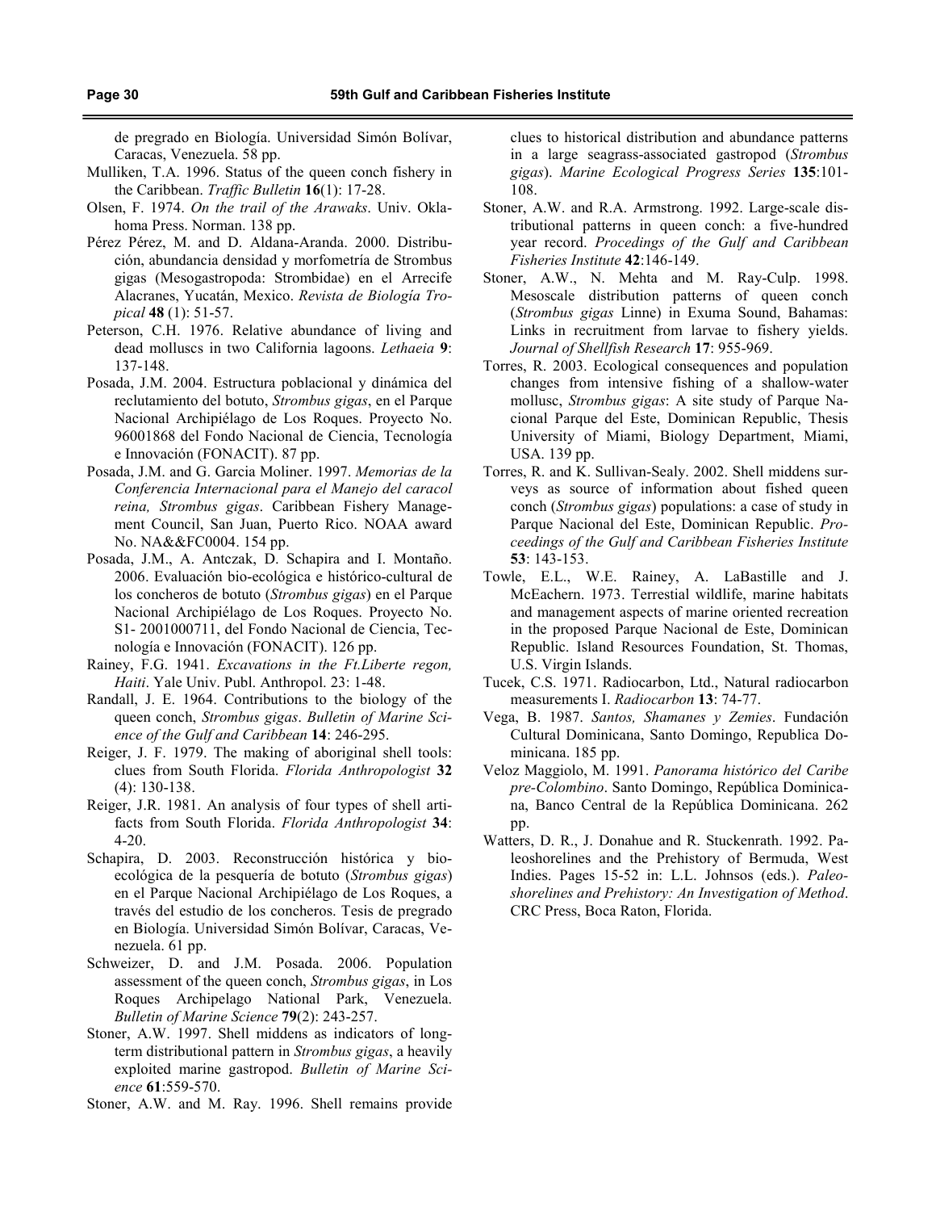de pregrado en Biología. Universidad Simón Bolívar, Caracas, Venezuela. 58 pp.

Mulliken, T.A. 1996. Status of the queen conch fishery in the Caribbean. *Traffic Bulletin* **16**(1): 17-28.

Olsen, F. 1974. *On the trail of the Arawaks*. Univ. Oklahoma Press. Norman. 138 pp.

Pérez Pérez, M. and D. Aldana-Aranda. 2000. Distribución, abundancia densidad y morfometría de Strombus gigas (Mesogastropoda: Strombidae) en el Arrecife Alacranes, Yucatán, Mexico. *Revista de Biología Tropical* **48** (1): 51-57.

Peterson, C.H. 1976. Relative abundance of living and dead molluscs in two California lagoons. *Lethaeia* **9**: 137-148.

Posada, J.M. 2004. Estructura poblacional y dinámica del reclutamiento del botuto, *Strombus gigas*, en el Parque Nacional Archipiélago de Los Roques. Proyecto No. 96001868 del Fondo Nacional de Ciencia, Tecnología e Innovación (FONACIT). 87 pp.

Posada, J.M. and G. Garcia Moliner. 1997. *Memorias de la Conferencia Internacional para el Manejo del caracol reina, Strombus gigas*. Caribbean Fishery Management Council, San Juan, Puerto Rico. NOAA award No. NA&&FC0004. 154 pp.

Posada, J.M., A. Antczak, D. Schapira and I. Montaño. 2006. Evaluación bio-ecológica e histórico-cultural de los concheros de botuto (*Strombus gigas*) en el Parque Nacional Archipiélago de Los Roques. Proyecto No. S1- 2001000711, del Fondo Nacional de Ciencia, Tecnología e Innovación (FONACIT). 126 pp.

Rainey, F.G. 1941. *Excavations in the Ft.Liberte regon, Haiti*. Yale Univ. Publ. Anthropol. 23: 1-48.

Randall, J. E. 1964. Contributions to the biology of the queen conch, *Strombus gigas*. *Bulletin of Marine Science of the Gulf and Caribbean* **14**: 246-295.

Reiger, J. F. 1979. The making of aboriginal shell tools: clues from South Florida. *Florida Anthropologist* **32** (4): 130-138.

Reiger, J.R. 1981. An analysis of four types of shell artifacts from South Florida. *Florida Anthropologist* **34**: 4-20.

Schapira, D. 2003. Reconstrucción histórica y bioecológica de la pesquería de botuto (*Strombus gigas*) en el Parque Nacional Archipiélago de Los Roques, a través del estudio de los concheros. Tesis de pregrado en Biología. Universidad Simón Bolívar, Caracas, Venezuela. 61 pp.

Schweizer, D. and J.M. Posada. 2006. Population assessment of the queen conch, *Strombus gigas*, in Los Roques Archipelago National Park, Venezuela. *Bulletin of Marine Science* **79**(2): 243-257.

Stoner, A.W. 1997. Shell middens as indicators of long-term distributional pattern in *Strombus gigas*, a heavily exploited marine gastropod. *Bulletin of Marine Science* **61**:559-570.

Stoner, A.W. and M. Ray. 1996. Shell remains provide clues to historical distribution and abundance patterns in a large seagrass-associated gastropod (*Strombus gigas*). *Marine Ecological Progress Series* **135**:101-108.

Stoner, A.W. and R.A. Armstrong. 1992. Large-scale distributional patterns in queen conch: a five-hundred year record. *Procedings of the Gulf and Caribbean Fisheries Institute* **42**:146-149.

Stoner, A.W., N. Mehta and M. Ray-Culp. 1998. Mesoscale distribution patterns of queen conch (*Strombus gigas* Linne) in Exuma Sound, Bahamas: Links in recruitment from larvae to fishery yields. *Journal of Shellfish Research* **17**: 955-969.

Torres, R. 2003. Ecological consequences and population changes from intensive fishing of a shallow-water mollusc, *Strombus gigas*: A site study of Parque Nacional Parque del Este, Dominican Republic, Thesis University of Miami, Biology Department, Miami, USA. 139 pp.

Torres, R. and K. Sullivan-Sealy. 2002. Shell middens surveys as source of information about fished queen conch (*Strombus gigas*) populations: a case of study in Parque Nacional del Este, Dominican Republic. *Proceedings of the Gulf and Caribbean Fisheries Institute* **53**: 143-153.

Towle, E.L., W.E. Rainey, A. LaBastille and J. McEachern. 1973. Terrestial wildlife, marine habitats and management aspects of marine oriented recreation in the proposed Parque Nacional de Este, Dominican Republic. Island Resources Foundation, St. Thomas, U.S. Virgin Islands.

Tucek, C.S. 1971. Radiocarbon, Ltd., Natural radiocarbon measurements I. *Radiocarbon* **13**: 74-77.

Vega, B. 1987. *Santos, Shamanes y Zemies*. Fundación Cultural Dominicana, Santo Domingo, Republica Dominicana. 185 pp.

Veloz Maggiolo, M. 1991. *Panorama histórico del Caribe pre-Colombino*. Santo Domingo, República Dominicana, Banco Central de la República Dominicana. 262 pp.

Watters, D. R., J. Donahue and R. Stuckenrath. 1992. Paleoshorelines and the Prehistory of Bermuda, West Indies. Pages 15-52 in: L.L. Johnsos (eds.). *Paleoshorelines and Prehistory: An Investigation of Method*. CRC Press, Boca Raton, Florida.